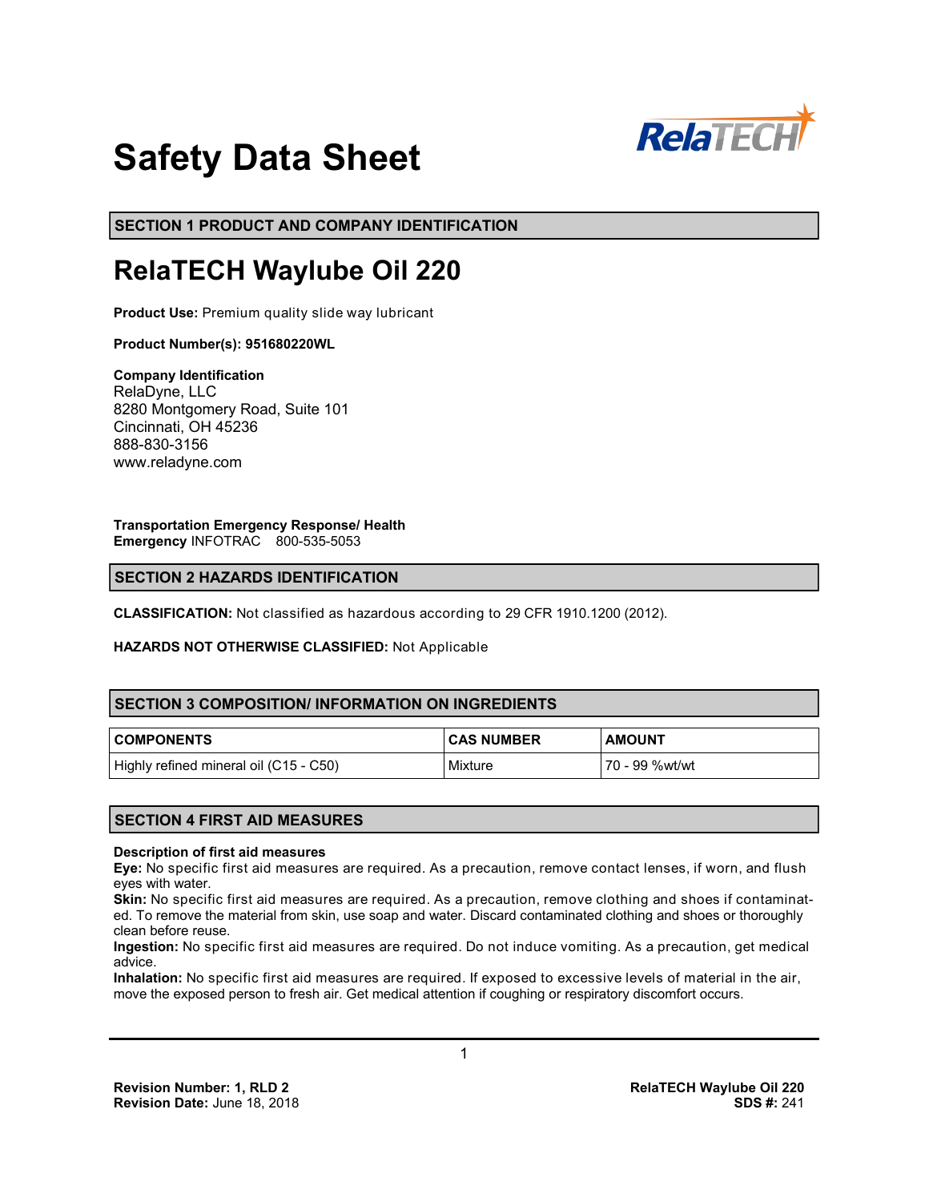# Safety Data Sheet

RelaTECH

## SECTION 1 PRODUCT AND COMPANY IDENTIFICATION

# RelaTECH Waylube Oil 220

**Product Use:** Premium quality slide way lubricant

**Product Number(s): 951680220WL**

**Company Identification**
RelaDyne, LLC
8280 Montgomery Road, Suite 101
Cincinnati, OH 45236
888-830-3156
www.reladyne.com

**Transportation Emergency Response/ Health Emergency** INFOTRAC 800-535-5053

## SECTION 2 HAZARDS IDENTIFICATION

**CLASSIFICATION:** Not classified as hazardous according to 29 CFR 1910.1200 (2012).

**HAZARDS NOT OTHERWISE CLASSIFIED:** Not Applicable

## SECTION 3 COMPOSITION/ INFORMATION ON INGREDIENTS

| COMPONENTS | CAS NUMBER | AMOUNT |
|---|---|---|
| Highly refined mineral oil (C15 - C50) | Mixture | 70 - 99 %wt/wt |

## SECTION 4 FIRST AID MEASURES

**Description of first aid measures**

**Eye:** No specific first aid measures are required. As a precaution, remove contact lenses, if worn, and flush eyes with water.

**Skin:** No specific first aid measures are required. As a precaution, remove clothing and shoes if contaminated. To remove the material from skin, use soap and water. Discard contaminated clothing and shoes or thoroughly clean before reuse.

**Ingestion:** No specific first aid measures are required. Do not induce vomiting. As a precaution, get medical advice.

**Inhalation:** No specific first aid measures are required. If exposed to excessive levels of material in the air, move the exposed person to fresh air. Get medical attention if coughing or respiratory discomfort occurs.

**Revision Number:** 1, RLD 2
**Revision Date:** June 18, 2018

**RelaTECH Waylube Oil 220**
**SDS #:** 241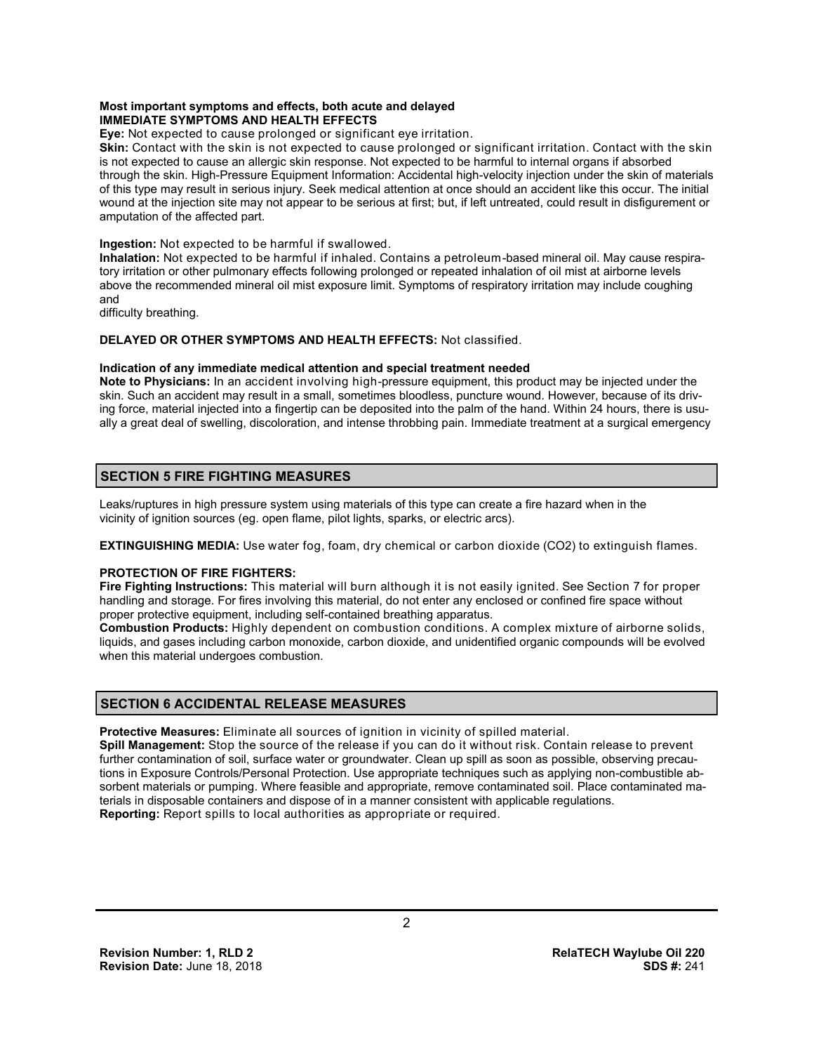**Most important symptoms and effects, both acute and delayed**
**IMMEDIATE SYMPTOMS AND HEALTH EFFECTS**

**Eye:** Not expected to cause prolonged or significant eye irritation.
**Skin:** Contact with the skin is not expected to cause prolonged or significant irritation. Contact with the skin is not expected to cause an allergic skin response. Not expected to be harmful to internal organs if absorbed through the skin. High-Pressure Equipment Information: Accidental high-velocity injection under the skin of materials of this type may result in serious injury. Seek medical attention at once should an accident like this occur. The initial wound at the injection site may not appear to be serious at first; but, if left untreated, could result in disfigurement or amputation of the affected part.

**Ingestion:** Not expected to be harmful if swallowed.
**Inhalation:** Not expected to be harmful if inhaled. Contains a petroleum-based mineral oil. May cause respiratory irritation or other pulmonary effects following prolonged or repeated inhalation of oil mist at airborne levels above the recommended mineral oil mist exposure limit. Symptoms of respiratory irritation may include coughing and
difficulty breathing.

**DELAYED OR OTHER SYMPTOMS AND HEALTH EFFECTS:** Not classified.

**Indication of any immediate medical attention and special treatment needed**
**Note to Physicians:** In an accident involving high-pressure equipment, this product may be injected under the skin. Such an accident may result in a small, sometimes bloodless, puncture wound. However, because of its driving force, material injected into a fingertip can be deposited into the palm of the hand. Within 24 hours, there is usually a great deal of swelling, discoloration, and intense throbbing pain. Immediate treatment at a surgical emergency

## SECTION 5 FIRE FIGHTING MEASURES

Leaks/ruptures in high pressure system using materials of this type can create a fire hazard when in the vicinity of ignition sources (eg. open flame, pilot lights, sparks, or electric arcs).

**EXTINGUISHING MEDIA:** Use water fog, foam, dry chemical or carbon dioxide ($CO_2$) to extinguish flames.

**PROTECTION OF FIRE FIGHTERS:**
**Fire Fighting Instructions:** This material will burn although it is not easily ignited. See Section 7 for proper handling and storage. For fires involving this material, do not enter any enclosed or confined fire space without proper protective equipment, including self-contained breathing apparatus.
**Combustion Products:** Highly dependent on combustion conditions. A complex mixture of airborne solids, liquids, and gases including carbon monoxide, carbon dioxide, and unidentified organic compounds will be evolved when this material undergoes combustion.

## SECTION 6 ACCIDENTAL RELEASE MEASURES

**Protective Measures:** Eliminate all sources of ignition in vicinity of spilled material.
**Spill Management:** Stop the source of the release if you can do it without risk. Contain release to prevent further contamination of soil, surface water or groundwater. Clean up spill as soon as possible, observing precautions in Exposure Controls/Personal Protection. Use appropriate techniques such as applying non-combustible absorbent materials or pumping. Where feasible and appropriate, remove contaminated soil. Place contaminated materials in disposable containers and dispose of in a manner consistent with applicable regulations.
**Reporting:** Report spills to local authorities as appropriate or required.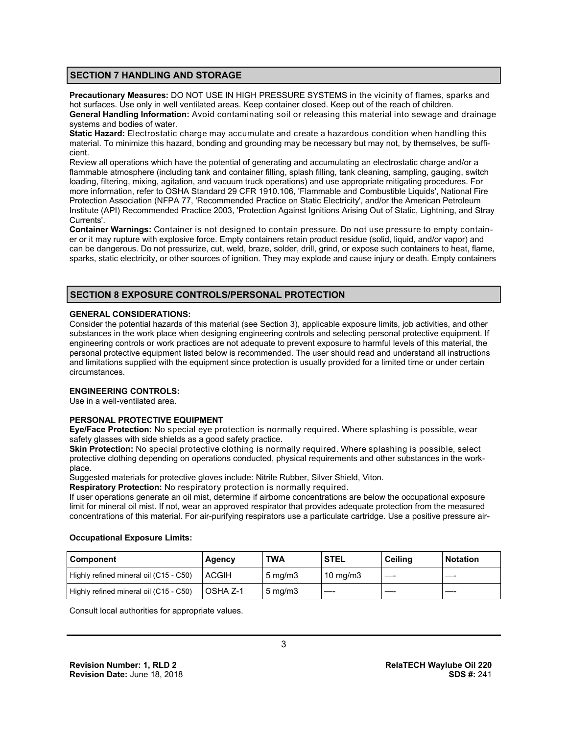## SECTION 7 HANDLING AND STORAGE

**Precautionary Measures:** DO NOT USE IN HIGH PRESSURE SYSTEMS in the vicinity of flames, sparks and hot surfaces. Use only in well ventilated areas. Keep container closed. Keep out of the reach of children.
**General Handling Information:** Avoid contaminating soil or releasing this material into sewage and drainage systems and bodies of water.
**Static Hazard:** Electrostatic charge may accumulate and create a hazardous condition when handling this material. To minimize this hazard, bonding and grounding may be necessary but may not, by themselves, be sufficient.
Review all operations which have the potential of generating and accumulating an electrostatic charge and/or a flammable atmosphere (including tank and container filling, splash filling, tank cleaning, sampling, gauging, switch loading, filtering, mixing, agitation, and vacuum truck operations) and use appropriate mitigating procedures. For more information, refer to OSHA Standard 29 CFR 1910.106, 'Flammable and Combustible Liquids', National Fire Protection Association (NFPA 77, 'Recommended Practice on Static Electricity', and/or the American Petroleum Institute (API) Recommended Practice 2003, 'Protection Against Ignitions Arising Out of Static, Lightning, and Stray Currents'.
**Container Warnings:** Container is not designed to contain pressure. Do not use pressure to empty container or it may rupture with explosive force. Empty containers retain product residue (solid, liquid, and/or vapor) and can be dangerous. Do not pressurize, cut, weld, braze, solder, drill, grind, or expose such containers to heat, flame, sparks, static electricity, or other sources of ignition. They may explode and cause injury or death. Empty containers

## SECTION 8 EXPOSURE CONTROLS/PERSONAL PROTECTION

**GENERAL CONSIDERATIONS:**
Consider the potential hazards of this material (see Section 3), applicable exposure limits, job activities, and other substances in the work place when designing engineering controls and selecting personal protective equipment. If engineering controls or work practices are not adequate to prevent exposure to harmful levels of this material, the personal protective equipment listed below is recommended. The user should read and understand all instructions and limitations supplied with the equipment since protection is usually provided for a limited time or under certain circumstances.

**ENGINEERING CONTROLS:**
Use in a well-ventilated area.

**PERSONAL PROTECTIVE EQUIPMENT**
**Eye/Face Protection:** No special eye protection is normally required. Where splashing is possible, wear safety glasses with side shields as a good safety practice.
**Skin Protection:** No special protective clothing is normally required. Where splashing is possible, select protective clothing depending on operations conducted, physical requirements and other substances in the workplace.
Suggested materials for protective gloves include: Nitrile Rubber, Silver Shield, Viton.
**Respiratory Protection:** No respiratory protection is normally required.
If user operations generate an oil mist, determine if airborne concentrations are below the occupational exposure limit for mineral oil mist. If not, wear an approved respirator that provides adequate protection from the measured concentrations of this material. For air-purifying respirators use a particulate cartridge. Use a positive pressure air-

**Occupational Exposure Limits:**

| Component | Agency | TWA | STEL | Ceiling | Notation |
|---|---|---|---|---|---|
| Highly refined mineral oil (C15 - C50) | ACGIH | 5 mg/m3 | 10 mg/m3 | — | — |
| Highly refined mineral oil (C15 - C50) | OSHA Z-1 | 5 mg/m3 | — | — | — |

Consult local authorities for appropriate values.

**Revision Number:** 1, RLD 2
**Revision Date:** June 18, 2018

**RelaTECH Waylube Oil 220**
**SDS #:** 241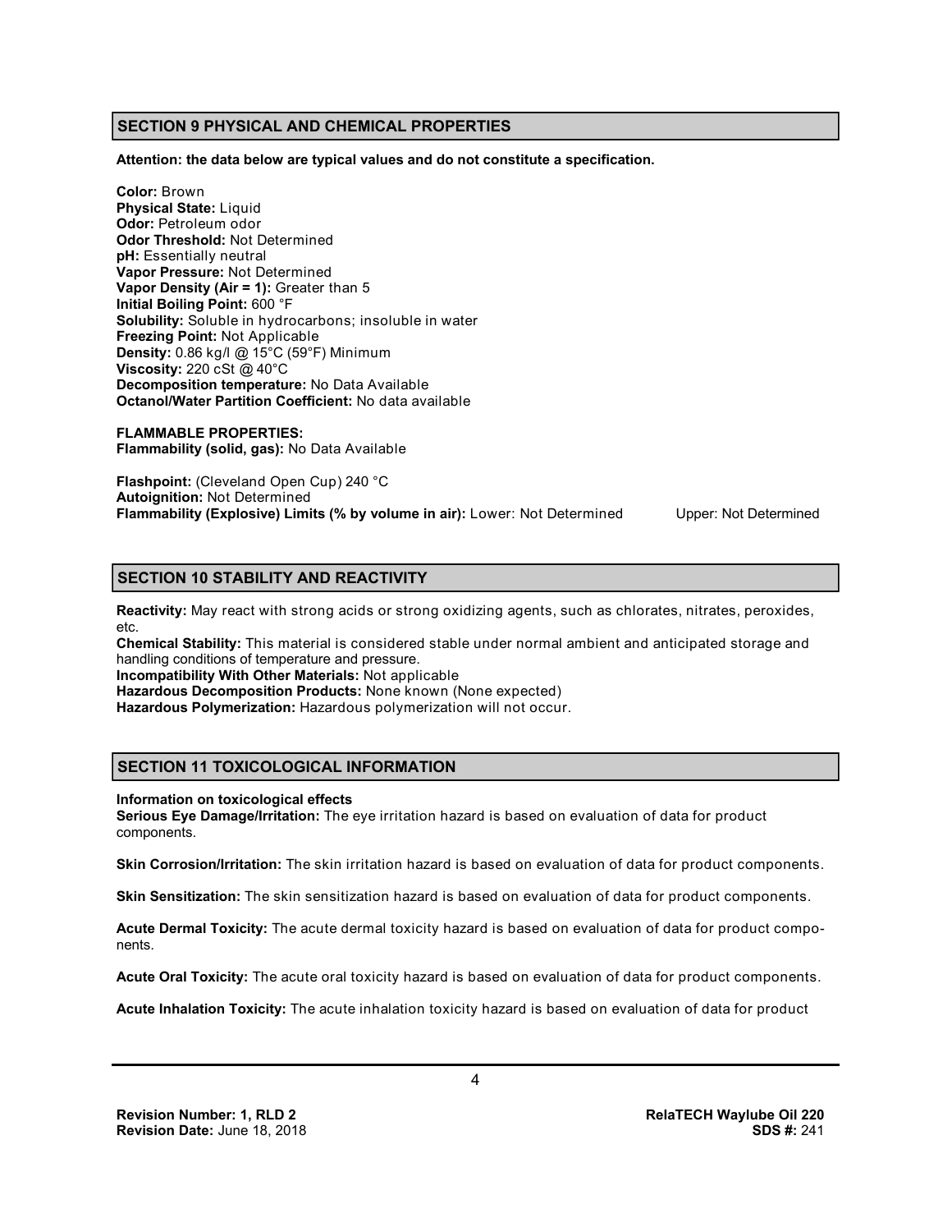## SECTION 9 PHYSICAL AND CHEMICAL PROPERTIES

**Attention: the data below are typical values and do not constitute a specification.**

**Color:** Brown
**Physical State:** Liquid
**Odor:** Petroleum odor
**Odor Threshold:** Not Determined
**pH:** Essentially neutral
**Vapor Pressure:** Not Determined
**Vapor Density (Air = 1):** Greater than 5
**Initial Boiling Point:** 600 °F
**Solubility:** Soluble in hydrocarbons; insoluble in water
**Freezing Point:** Not Applicable
**Density:** 0.86 kg/l @ 15°C (59°F) Minimum
**Viscosity:** 220 cSt @ 40°C
**Decomposition temperature:** No Data Available
**Octanol/Water Partition Coefficient:** No data available

**FLAMMABLE PROPERTIES:**
**Flammability (solid, gas):** No Data Available

**Flashpoint:** (Cleveland Open Cup) 240 °C
**Autoignition:** Not Determined
**Flammability (Explosive) Limits (% by volume in air):** Lower: Not Determined Upper: Not Determined

## SECTION 10 STABILITY AND REACTIVITY

**Reactivity:** May react with strong acids or strong oxidizing agents, such as chlorates, nitrates, peroxides, etc.
**Chemical Stability:** This material is considered stable under normal ambient and anticipated storage and handling conditions of temperature and pressure.
**Incompatibility With Other Materials:** Not applicable
**Hazardous Decomposition Products:** None known (None expected)
**Hazardous Polymerization:** Hazardous polymerization will not occur.

## SECTION 11 TOXICOLOGICAL INFORMATION

**Information on toxicological effects**
**Serious Eye Damage/Irritation:** The eye irritation hazard is based on evaluation of data for product components.

**Skin Corrosion/Irritation:** The skin irritation hazard is based on evaluation of data for product components.

**Skin Sensitization:** The skin sensitization hazard is based on evaluation of data for product components.

**Acute Dermal Toxicity:** The acute dermal toxicity hazard is based on evaluation of data for product components.

**Acute Oral Toxicity:** The acute oral toxicity hazard is based on evaluation of data for product components.

**Acute Inhalation Toxicity:** The acute inhalation toxicity hazard is based on evaluation of data for product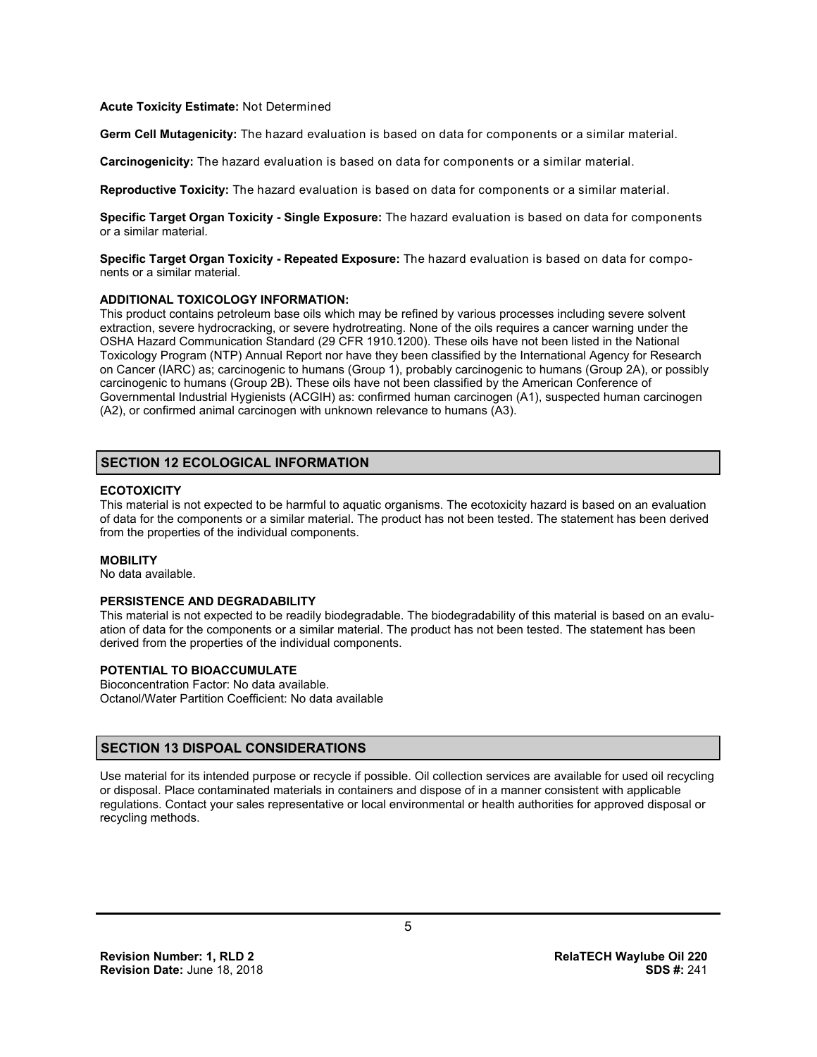**Acute Toxicity Estimate:** Not Determined

**Germ Cell Mutagenicity:** The hazard evaluation is based on data for components or a similar material.

**Carcinogenicity:** The hazard evaluation is based on data for components or a similar material.

**Reproductive Toxicity:** The hazard evaluation is based on data for components or a similar material.

**Specific Target Organ Toxicity - Single Exposure:** The hazard evaluation is based on data for components or a similar material.

**Specific Target Organ Toxicity - Repeated Exposure:** The hazard evaluation is based on data for components or a similar material.

**ADDITIONAL TOXICOLOGY INFORMATION:**
This product contains petroleum base oils which may be refined by various processes including severe solvent extraction, severe hydrocracking, or severe hydrotreating. None of the oils requires a cancer warning under the OSHA Hazard Communication Standard (29 CFR 1910.1200). These oils have not been listed in the National Toxicology Program (NTP) Annual Report nor have they been classified by the International Agency for Research on Cancer (IARC) as; carcinogenic to humans (Group 1), probably carcinogenic to humans (Group 2A), or possibly carcinogenic to humans (Group 2B). These oils have not been classified by the American Conference of Governmental Industrial Hygienists (ACGIH) as: confirmed human carcinogen (A1), suspected human carcinogen (A2), or confirmed animal carcinogen with unknown relevance to humans (A3).

## SECTION 12 ECOLOGICAL INFORMATION

**ECOTOXICITY**
This material is not expected to be harmful to aquatic organisms. The ecotoxicity hazard is based on an evaluation of data for the components or a similar material. The product has not been tested. The statement has been derived from the properties of the individual components.

**MOBILITY**
No data available.

**PERSISTENCE AND DEGRADABILITY**
This material is not expected to be readily biodegradable. The biodegradability of this material is based on an evaluation of data for the components or a similar material. The product has not been tested. The statement has been derived from the properties of the individual components.

**POTENTIAL TO BIOACCUMULATE**
Bioconcentration Factor: No data available.
Octanol/Water Partition Coefficient: No data available

## SECTION 13 DISPOAL CONSIDERATIONS

Use material for its intended purpose or recycle if possible. Oil collection services are available for used oil recycling or disposal. Place contaminated materials in containers and dispose of in a manner consistent with applicable regulations. Contact your sales representative or local environmental or health authorities for approved disposal or recycling methods.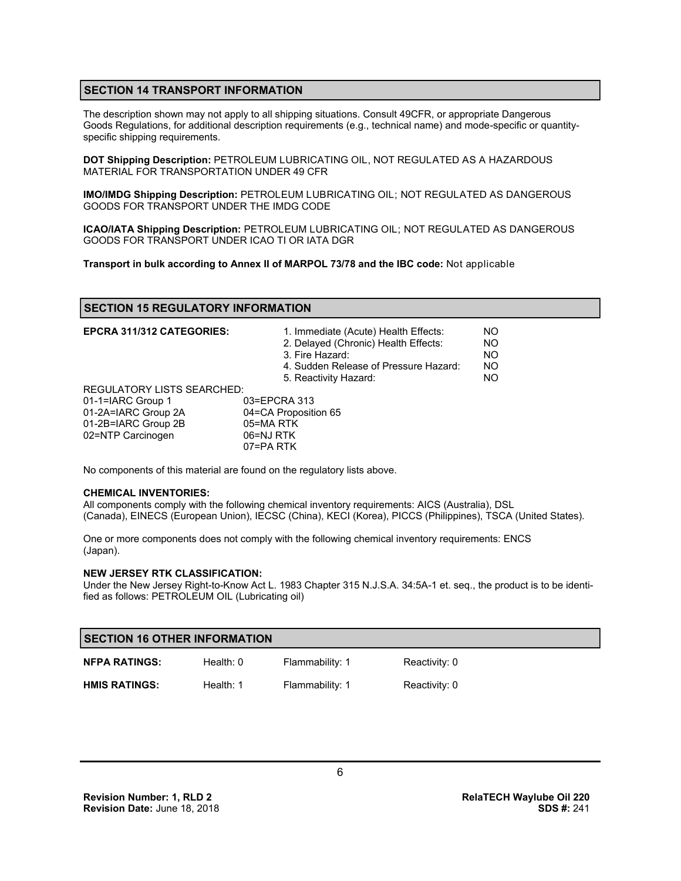## SECTION 14 TRANSPORT INFORMATION

The description shown may not apply to all shipping situations. Consult 49CFR, or appropriate Dangerous Goods Regulations, for additional description requirements (e.g., technical name) and mode-specific or quantity-specific shipping requirements.

**DOT Shipping Description:** PETROLEUM LUBRICATING OIL, NOT REGULATED AS A HAZARDOUS MATERIAL FOR TRANSPORTATION UNDER 49 CFR

**IMO/IMDG Shipping Description:** PETROLEUM LUBRICATING OIL; NOT REGULATED AS DANGEROUS GOODS FOR TRANSPORT UNDER THE IMDG CODE

**ICAO/IATA Shipping Description:** PETROLEUM LUBRICATING OIL; NOT REGULATED AS DANGEROUS GOODS FOR TRANSPORT UNDER ICAO TI OR IATA DGR

**Transport in bulk according to Annex II of MARPOL 73/78 and the IBC code:** Not applicable

## SECTION 15 REGULATORY INFORMATION

**EPCRA 311/312 CATEGORIES:**

| Category | |
|---|---|
| 1. Immediate (Acute) Health Effects: | NO |
| 2. Delayed (Chronic) Health Effects: | NO |
| 3. Fire Hazard: | NO |
| 4. Sudden Release of Pressure Hazard: | NO |
| 5. Reactivity Hazard: | NO |

REGULATORY LISTS SEARCHED:

| | |
|---|---|
| 01-1=IARC Group 1 | 03=EPCRA 313 |
| 01-2A=IARC Group 2A | 04=CA Proposition 65 |
| 01-2B=IARC Group 2B | 05=MA RTK |
| 02=NTP Carcinogen | 06=NJ RTK |
| | 07=PA RTK |

No components of this material are found on the regulatory lists above.

**CHEMICAL INVENTORIES:**

All components comply with the following chemical inventory requirements: AICS (Australia), DSL (Canada), EINECS (European Union), IECSC (China), KECI (Korea), PICCS (Philippines), TSCA (United States).

One or more components does not comply with the following chemical inventory requirements: ENCS (Japan).

**NEW JERSEY RTK CLASSIFICATION:**

Under the New Jersey Right-to-Know Act L. 1983 Chapter 315 N.J.S.A. 34:5A-1 et. seq., the product is to be identified as follows: PETROLEUM OIL (Lubricating oil)

## SECTION 16 OTHER INFORMATION

| | | | |
|---|---|---|---|
| **NFPA RATINGS:** | Health: 0 | Flammability: 1 | Reactivity: 0 |
| **HMIS RATINGS:** | Health: 1 | Flammability: 1 | Reactivity: 0 |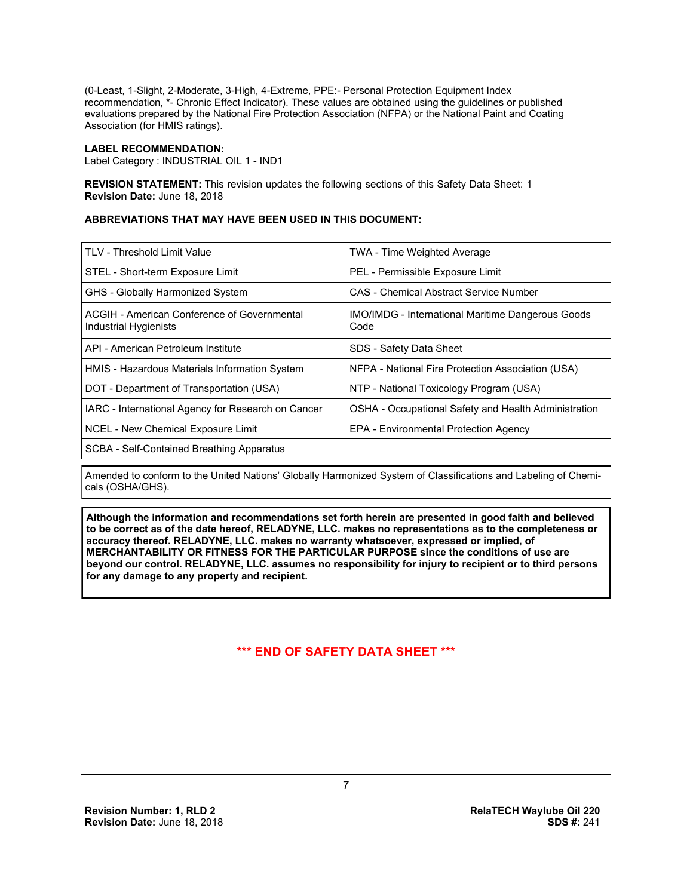(0-Least, 1-Slight, 2-Moderate, 3-High, 4-Extreme, PPE:- Personal Protection Equipment Index recommendation, *- Chronic Effect Indicator). These values are obtained using the guidelines or published evaluations prepared by the National Fire Protection Association (NFPA) or the National Paint and Coating Association (for HMIS ratings).

**LABEL RECOMMENDATION:**
Label Category : INDUSTRIAL OIL 1 - IND1

**REVISION STATEMENT:** This revision updates the following sections of this Safety Data Sheet: 1
**Revision Date:** June 18, 2018

**ABBREVIATIONS THAT MAY HAVE BEEN USED IN THIS DOCUMENT:**

| | |
|---|---|
| TLV - Threshold Limit Value | TWA - Time Weighted Average |
| STEL - Short-term Exposure Limit | PEL - Permissible Exposure Limit |
| GHS - Globally Harmonized System | CAS - Chemical Abstract Service Number |
| ACGIH - American Conference of Governmental Industrial Hygienists | IMO/IMDG - International Maritime Dangerous Goods Code |
| API - American Petroleum Institute | SDS - Safety Data Sheet |
| HMIS - Hazardous Materials Information System | NFPA - National Fire Protection Association (USA) |
| DOT - Department of Transportation (USA) | NTP - National Toxicology Program (USA) |
| IARC - International Agency for Research on Cancer | OSHA - Occupational Safety and Health Administration |
| NCEL - New Chemical Exposure Limit | EPA - Environmental Protection Agency |
| SCBA - Self-Contained Breathing Apparatus | |

Amended to conform to the United Nations' Globally Harmonized System of Classifications and Labeling of Chemicals (OSHA/GHS).

**Although the information and recommendations set forth herein are presented in good faith and believed to be correct as of the date hereof, RELADYNE, LLC. makes no representations as to the completeness or accuracy thereof. RELADYNE, LLC. makes no warranty whatsoever, expressed or implied, of MERCHANTABILITY OR FITNESS FOR THE PARTICULAR PURPOSE since the conditions of use are beyond our control. RELADYNE, LLC. assumes no responsibility for injury to recipient or to third persons for any damage to any property and recipient.**

**\*\*\* END OF SAFETY DATA SHEET \*\*\***